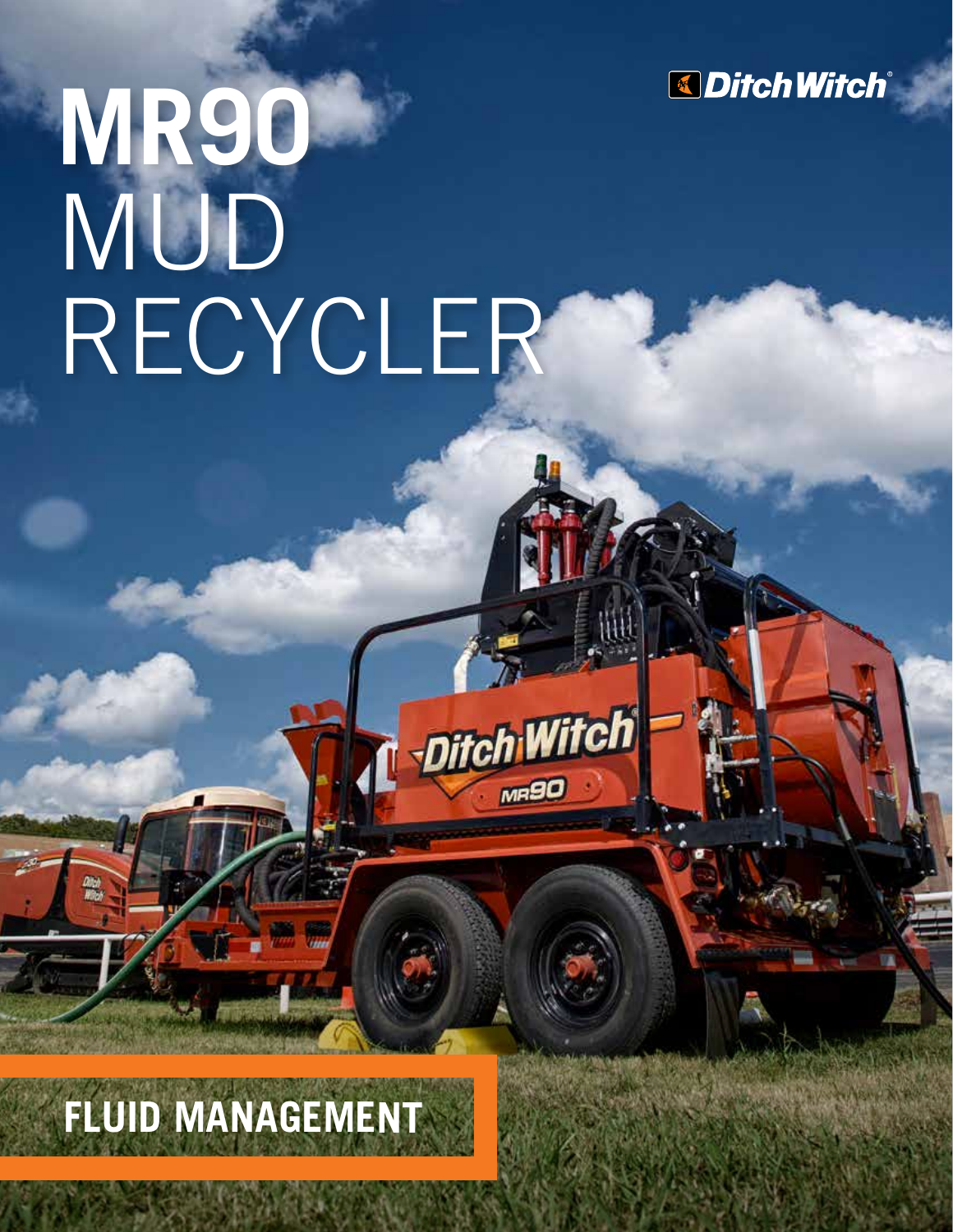# MR90 MUD RECYCLER

Ditch Witch®

## FLUID MANAGEMENT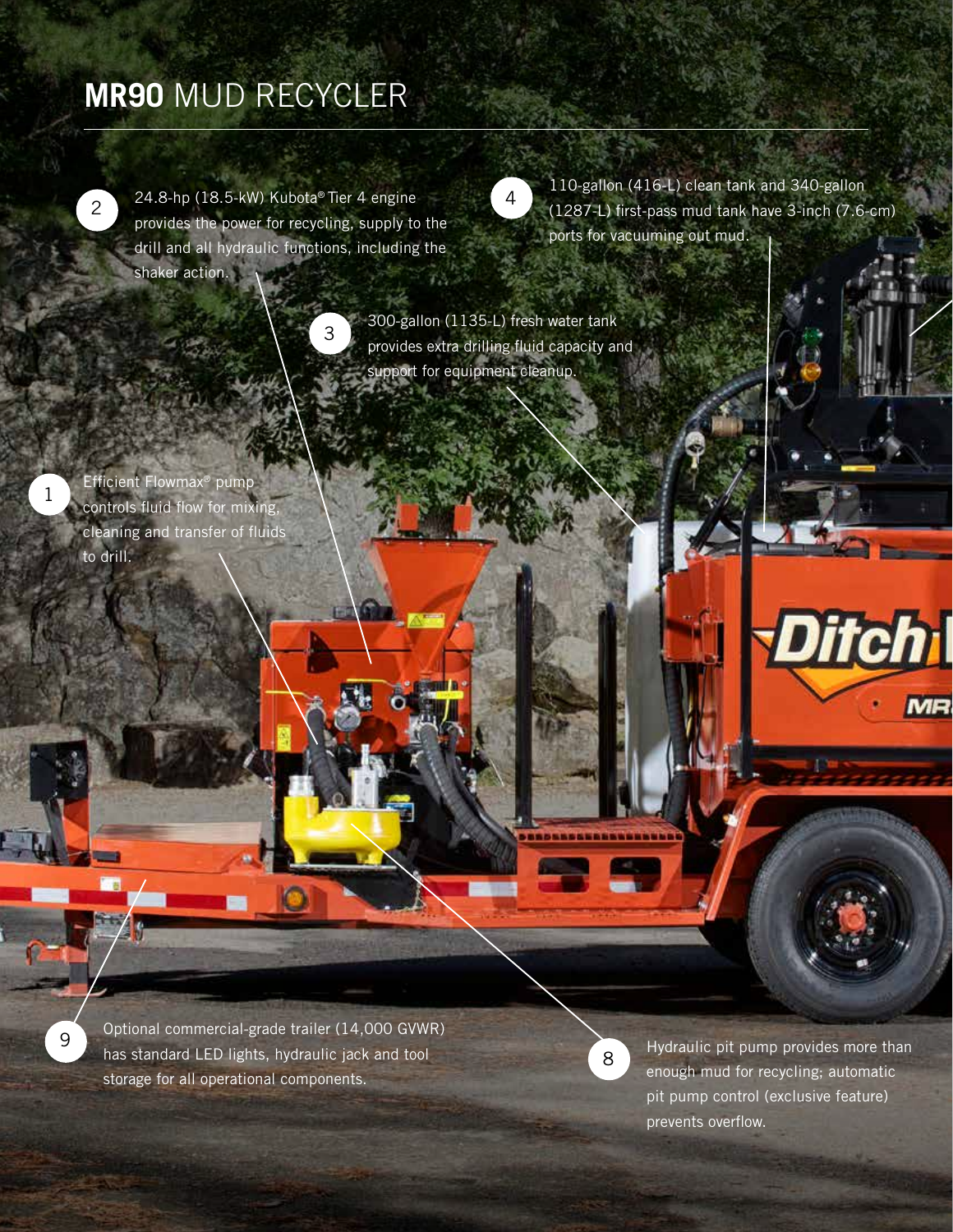# **MR90** MUD RECYCLER

1. Efficient Flowmax® pump controls fluid flow for mixing, cleaning and transfer of fluids to drill.

2. 24.8-hp (18.5-kW) Kubota® Tier 4 engine provides the power for recycling, supply to the drill and all hydraulic functions, including the shaker action.

3. 300-gallon (1135-L) fresh water tank provides extra drilling fluid capacity and support for equipment cleanup.

4. 110-gallon (416-L) clean tank and 340-gallon (1287-L) first-pass mud tank have 3-inch (7.6-cm) ports for vacuuming out mud.

8. Hydraulic pit pump provides more than enough mud for recycling; automatic pit pump control (exclusive feature) prevents overflow.

9. Optional commercial-grade trailer (14,000 GVWR) has standard LED lights, hydraulic jack and tool storage for all operational components.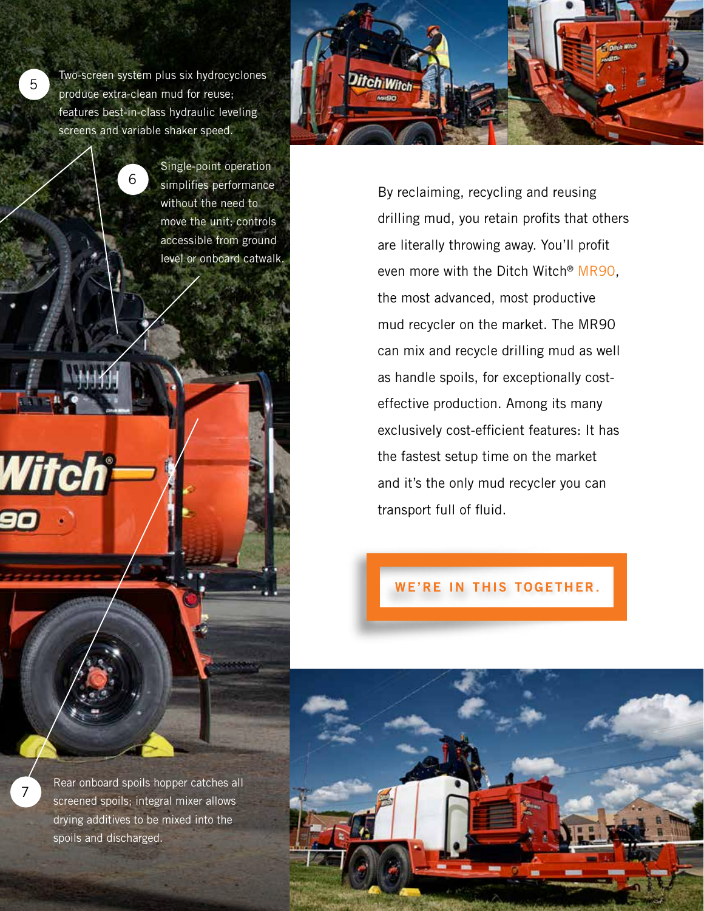5 Two-screen system plus six hydrocyclones produce extra-clean mud for reuse; features best-in-class hydraulic leveling screens and variable shaker speed.

6 Single-point operation simplifies performance without the need to move the unit; controls accessible from ground level or onboard catwalk.

7 Rear onboard spoils hopper catches all screened spoils; integral mixer allows drying additives to be mixed into the spoils and discharged.

By reclaiming, recycling and reusing drilling mud, you retain profits that others are literally throwing away. You'll profit even more with the Ditch Witch® MR90, the most advanced, most productive mud recycler on the market. The MR90 can mix and recycle drilling mud as well as handle spoils, for exceptionally cost-effective production. Among its many exclusively cost-efficient features: It has the fastest setup time on the market and it's the only mud recycler you can transport full of fluid.

**WE'RE IN THIS TOGETHER.**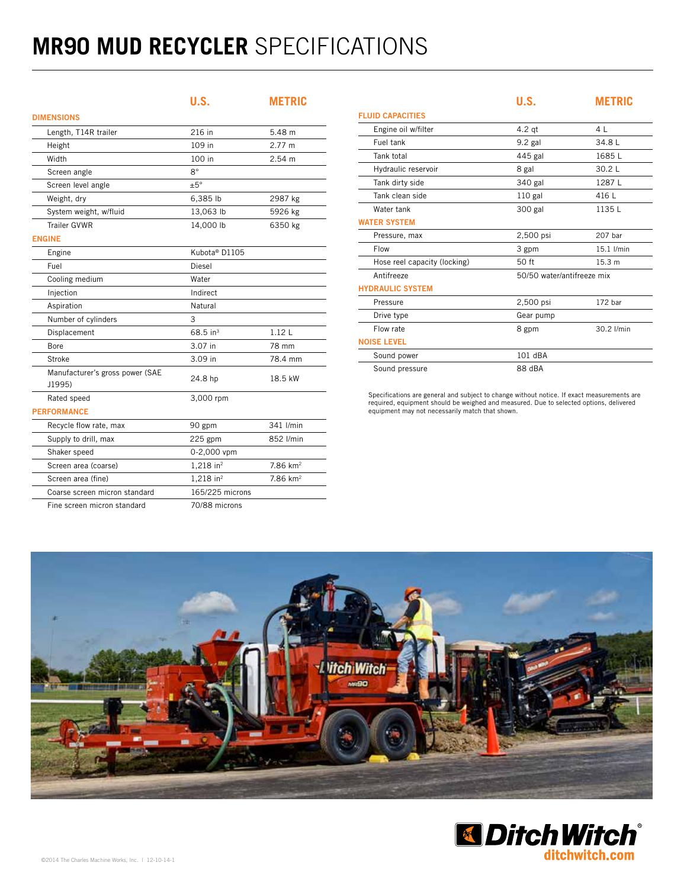# MR90 MUD RECYCLER SPECIFICATIONS

| | U.S. | METRIC |
|---|---|---|
| **DIMENSIONS** | | |
| Length, T14R trailer | 216 in | 5.48 m |
| Height | 109 in | 2.77 m |
| Width | 100 in | 2.54 m |
| Screen angle | 8° | |
| Screen level angle | ±5° | |
| Weight, dry | 6,385 lb | 2987 kg |
| System weight, w/fluid | 13,063 lb | 5926 kg |
| Trailer GVWR | 14,000 lb | 6350 kg |
| **ENGINE** | | |
| Engine | Kubota® D1105 | |
| Fuel | Diesel | |
| Cooling medium | Water | |
| Injection | Indirect | |
| Aspiration | Natural | |
| Number of cylinders | 3 | |
| Displacement | 68.5 in³ | 1.12 L |
| Bore | 3.07 in | 78 mm |
| Stroke | 3.09 in | 78.4 mm |
| Manufacturer's gross power (SAE J1995) | 24.8 hp | 18.5 kW |
| Rated speed | 3,000 rpm | |
| **PERFORMANCE** | | |
| Recycle flow rate, max | 90 gpm | 341 l/min |
| Supply to drill, max | 225 gpm | 852 l/min |
| Shaker speed | 0-2,000 vpm | |
| Screen area (coarse) | 1,218 in² | 7.86 km² |
| Screen area (fine) | 1,218 in² | 7.86 km² |
| Coarse screen micron standard | 165/225 microns | |
| Fine screen micron standard | 70/88 microns | |

| | U.S. | METRIC |
|---|---|---|
| **FLUID CAPACITIES** | | |
| Engine oil w/filter | 4.2 qt | 4 L |
| Fuel tank | 9.2 gal | 34.8 L |
| Tank total | 445 gal | 1685 L |
| Hydraulic reservoir | 8 gal | 30.2 L |
| Tank dirty side | 340 gal | 1287 L |
| Tank clean side | 110 gal | 416 L |
| Water tank | 300 gal | 1135 L |
| **WATER SYSTEM** | | |
| Pressure, max | 2,500 psi | 207 bar |
| Flow | 3 gpm | 15.1 l/min |
| Hose reel capacity (locking) | 50 ft | 15.3 m |
| Antifreeze | 50/50 water/antifreeze mix | |
| **HYDRAULIC SYSTEM** | | |
| Pressure | 2,500 psi | 172 bar |
| Drive type | Gear pump | |
| Flow rate | 8 gpm | 30.2 l/min |
| **NOISE LEVEL** | | |
| Sound power | 101 dBA | |
| Sound pressure | 88 dBA | |

Specifications are general and subject to change without notice. If exact measurements are required, equipment should be weighed and measured. Due to selected options, delivered equipment may not necessarily match that shown.

Ditch Witch®
ditchwitch.com

©2014 The Charles Machine Works, Inc. | 12-10-14-1